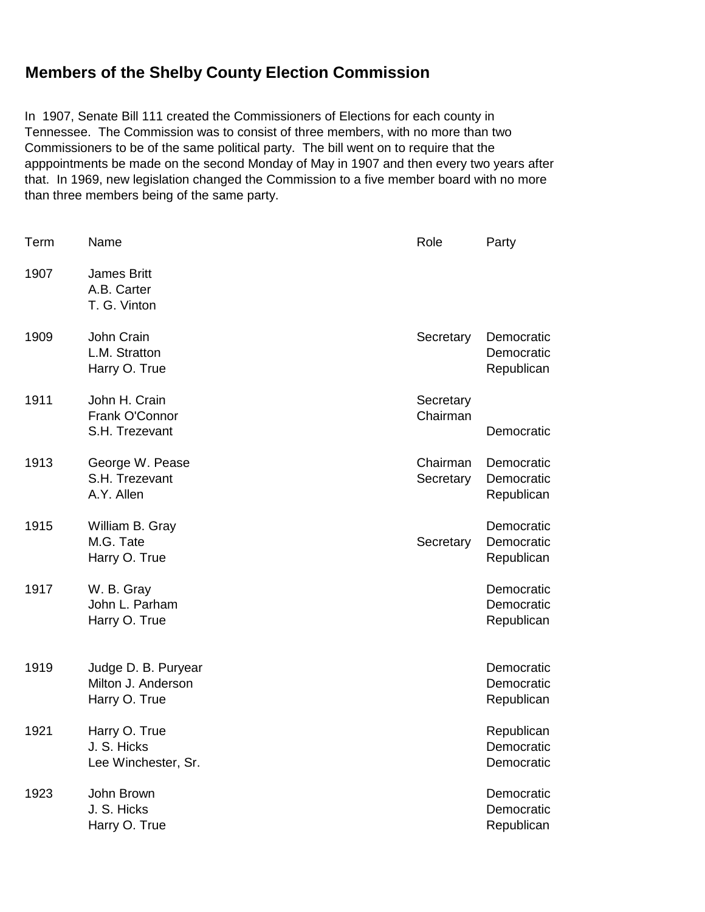## Members of the Shelby County Election Commission

In 1907, Senate Bill 111 created the Commissioners of Elections for each county in Tennessee. The Commission was to consist of three members, with no more than two Commissioners to be of the same political party. The bill went on to require that the apppointments be made on the second Monday of May in 1907 and then every two years after that. In 1969, new legislation changed the Commission to a five member board with no more than three members being of the same party.

| Term | Name | Role | Party |
|---|---|---|---|
| 1907 | James Britt | | |
| | A.B. Carter | | |
| | T. G. Vinton | | |
| 1909 | John Crain | Secretary | Democratic |
| | L.M. Stratton | | Democratic |
| | Harry O. True | | Republican |
| 1911 | John H. Crain | Secretary | |
| | Frank O'Connor | Chairman | |
| | S.H. Trezevant | | Democratic |
| 1913 | George W. Pease | Chairman | Democratic |
| | S.H. Trezevant | Secretary | Democratic |
| | A.Y. Allen | | Republican |
| 1915 | William B. Gray | | Democratic |
| | M.G. Tate | Secretary | Democratic |
| | Harry O. True | | Republican |
| 1917 | W. B. Gray | | Democratic |
| | John L. Parham | | Democratic |
| | Harry O. True | | Republican |
| 1919 | Judge D. B. Puryear | | Democratic |
| | Milton J. Anderson | | Democratic |
| | Harry O. True | | Republican |
| 1921 | Harry O. True | | Republican |
| | J. S. Hicks | | Democratic |
| | Lee Winchester, Sr. | | Democratic |
| 1923 | John Brown | | Democratic |
| | J. S. Hicks | | Democratic |
| | Harry O. True | | Republican |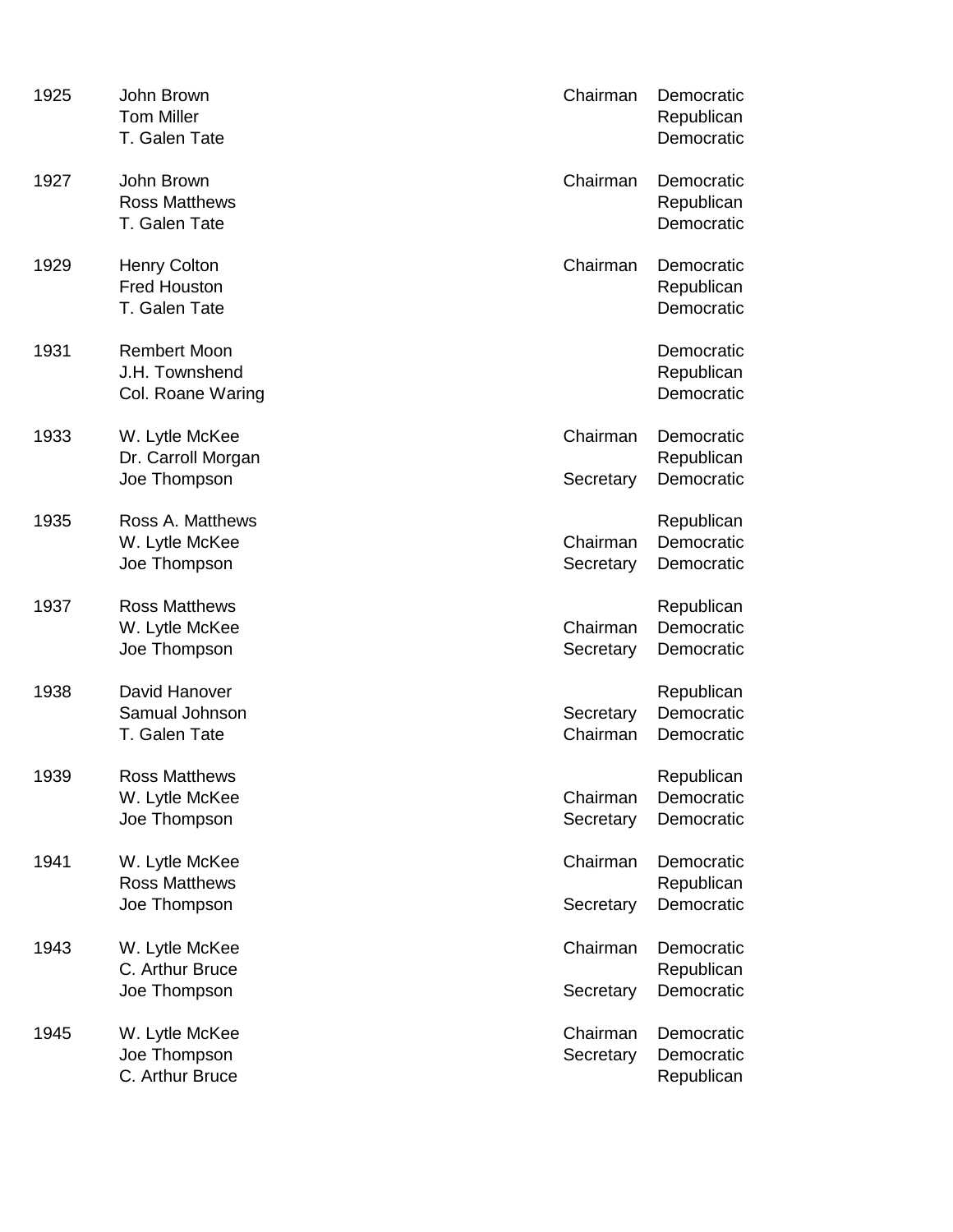| Year | Name | Position | Party |
|---|---|---|---|
| 1925 | John Brown | Chairman | Democratic |
| | Tom Miller | | Republican |
| | T. Galen Tate | | Democratic |
| 1927 | John Brown | Chairman | Democratic |
| | Ross Matthews | | Republican |
| | T. Galen Tate | | Democratic |
| 1929 | Henry Colton | Chairman | Democratic |
| | Fred Houston | | Republican |
| | T. Galen Tate | | Democratic |
| 1931 | Rembert Moon | | Democratic |
| | J.H. Townshend | | Republican |
| | Col. Roane Waring | | Democratic |
| 1933 | W. Lytle McKee | Chairman | Democratic |
| | Dr. Carroll Morgan | | Republican |
| | Joe Thompson | Secretary | Democratic |
| 1935 | Ross A. Matthews | | Republican |
| | W. Lytle McKee | Chairman | Democratic |
| | Joe Thompson | Secretary | Democratic |
| 1937 | Ross Matthews | | Republican |
| | W. Lytle McKee | Chairman | Democratic |
| | Joe Thompson | Secretary | Democratic |
| 1938 | David Hanover | | Republican |
| | Samual Johnson | Secretary | Democratic |
| | T. Galen Tate | Chairman | Democratic |
| 1939 | Ross Matthews | | Republican |
| | W. Lytle McKee | Chairman | Democratic |
| | Joe Thompson | Secretary | Democratic |
| 1941 | W. Lytle McKee | Chairman | Democratic |
| | Ross Matthews | | Republican |
| | Joe Thompson | Secretary | Democratic |
| 1943 | W. Lytle McKee | Chairman | Democratic |
| | C. Arthur Bruce | | Republican |
| | Joe Thompson | Secretary | Democratic |
| 1945 | W. Lytle McKee | Chairman | Democratic |
| | Joe Thompson | Secretary | Democratic |
| | C. Arthur Bruce | | Republican |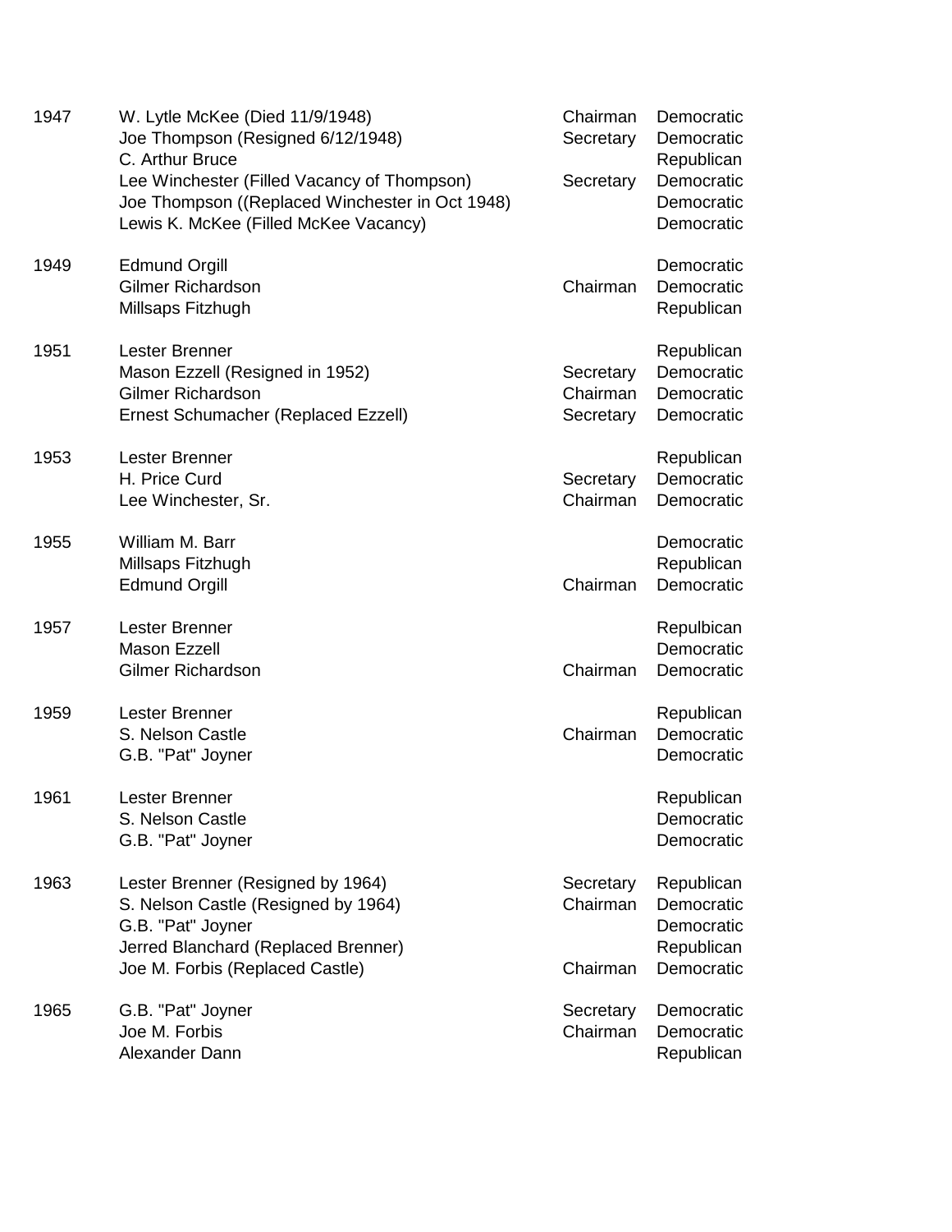| | | | |
|---|---|---|---|
| 1947 | W. Lytle McKee (Died 11/9/1948) | Chairman | Democratic |
| | Joe Thompson (Resigned 6/12/1948) | Secretary | Democratic |
| | C. Arthur Bruce | | Republican |
| | Lee Winchester (Filled Vacancy of Thompson) | Secretary | Democratic |
| | Joe Thompson ((Replaced Winchester in Oct 1948) | | Democratic |
| | Lewis K. McKee (Filled McKee Vacancy) | | Democratic |
| 1949 | Edmund Orgill | | Democratic |
| | Gilmer Richardson | Chairman | Democratic |
| | Millsaps Fitzhugh | | Republican |
| 1951 | Lester Brenner | | Republican |
| | Mason Ezzell (Resigned in 1952) | Secretary | Democratic |
| | Gilmer Richardson | Chairman | Democratic |
| | Ernest Schumacher (Replaced Ezzell) | Secretary | Democratic |
| 1953 | Lester Brenner | | Republican |
| | H. Price Curd | Secretary | Democratic |
| | Lee Winchester, Sr. | Chairman | Democratic |
| 1955 | William M. Barr | | Democratic |
| | Millsaps Fitzhugh | | Republican |
| | Edmund Orgill | Chairman | Democratic |
| 1957 | Lester Brenner | | Repulbican |
| | Mason Ezzell | | Democratic |
| | Gilmer Richardson | Chairman | Democratic |
| 1959 | Lester Brenner | | Republican |
| | S. Nelson Castle | Chairman | Democratic |
| | G.B. "Pat" Joyner | | Democratic |
| 1961 | Lester Brenner | | Republican |
| | S. Nelson Castle | | Democratic |
| | G.B. "Pat" Joyner | | Democratic |
| 1963 | Lester Brenner (Resigned by 1964) | Secretary | Republican |
| | S. Nelson Castle (Resigned by 1964) | Chairman | Democratic |
| | G.B. "Pat" Joyner | | Democratic |
| | Jerred Blanchard (Replaced Brenner) | | Republican |
| | Joe M. Forbis (Replaced Castle) | Chairman | Democratic |
| 1965 | G.B. "Pat" Joyner | Secretary | Democratic |
| | Joe M. Forbis | Chairman | Democratic |
| | Alexander Dann | | Republican |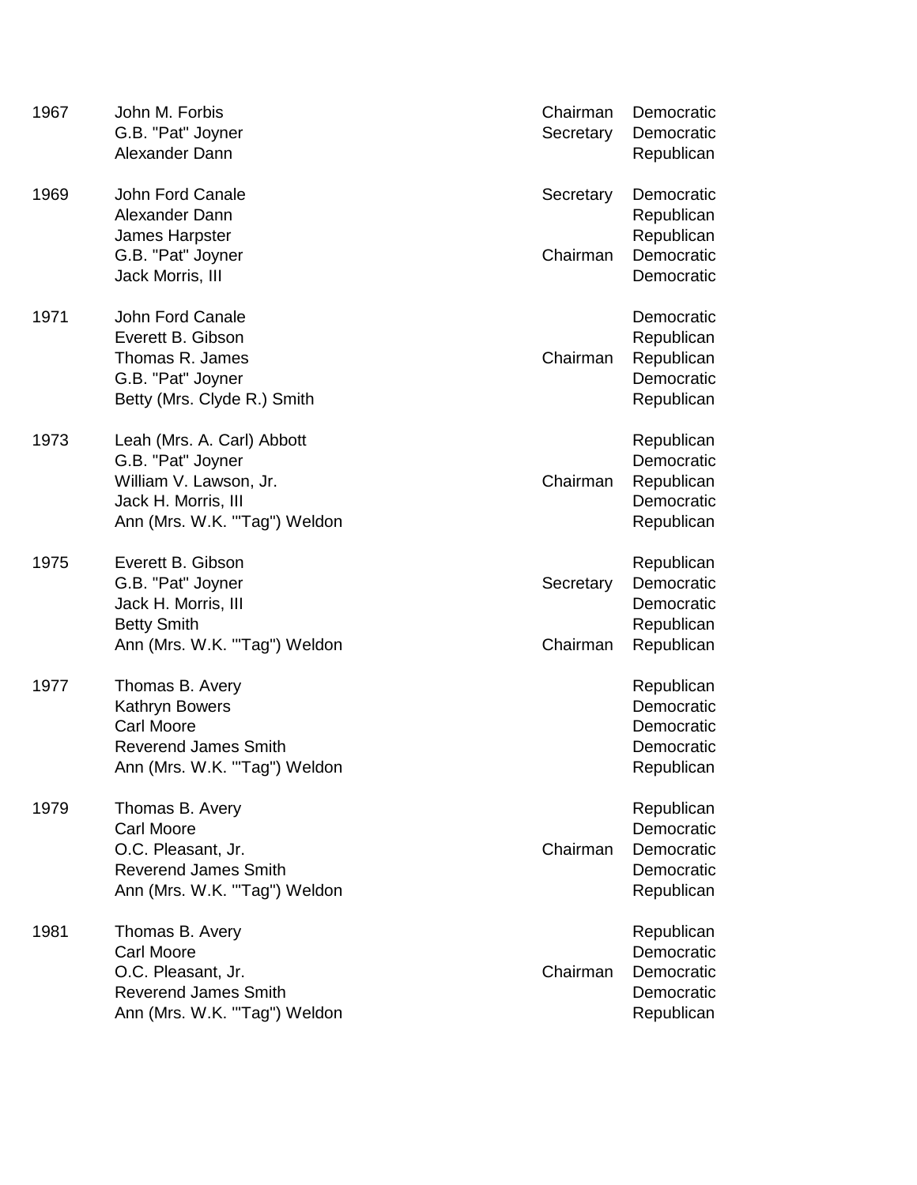| | | | |
|---|---|---|---|
| 1967 | John M. Forbis | Chairman | Democratic |
| | G.B. "Pat" Joyner | Secretary | Democratic |
| | Alexander Dann | | Republican |
| 1969 | John Ford Canale | Secretary | Democratic |
| | Alexander Dann | | Republican |
| | James Harpster | | Republican |
| | G.B. "Pat" Joyner | Chairman | Democratic |
| | Jack Morris, III | | Democratic |
| 1971 | John Ford Canale | | Democratic |
| | Everett B. Gibson | | Republican |
| | Thomas R. James | Chairman | Republican |
| | G.B. "Pat" Joyner | | Democratic |
| | Betty (Mrs. Clyde R.) Smith | | Republican |
| 1973 | Leah (Mrs. A. Carl) Abbott | | Republican |
| | G.B. "Pat" Joyner | | Democratic |
| | William V. Lawson, Jr. | Chairman | Republican |
| | Jack H. Morris, III | | Democratic |
| | Ann (Mrs. W.K. "'Tag") Weldon | | Republican |
| 1975 | Everett B. Gibson | | Republican |
| | G.B. "Pat" Joyner | Secretary | Democratic |
| | Jack H. Morris, III | | Democratic |
| | Betty Smith | | Republican |
| | Ann (Mrs. W.K. "'Tag") Weldon | Chairman | Republican |
| 1977 | Thomas B. Avery | | Republican |
| | Kathryn Bowers | | Democratic |
| | Carl Moore | | Democratic |
| | Reverend James Smith | | Democratic |
| | Ann (Mrs. W.K. "'Tag") Weldon | | Republican |
| 1979 | Thomas B. Avery | | Republican |
| | Carl Moore | | Democratic |
| | O.C. Pleasant, Jr. | Chairman | Democratic |
| | Reverend James Smith | | Democratic |
| | Ann (Mrs. W.K. "'Tag") Weldon | | Republican |
| 1981 | Thomas B. Avery | | Republican |
| | Carl Moore | | Democratic |
| | O.C. Pleasant, Jr. | Chairman | Democratic |
| | Reverend James Smith | | Democratic |
| | Ann (Mrs. W.K. "'Tag") Weldon | | Republican |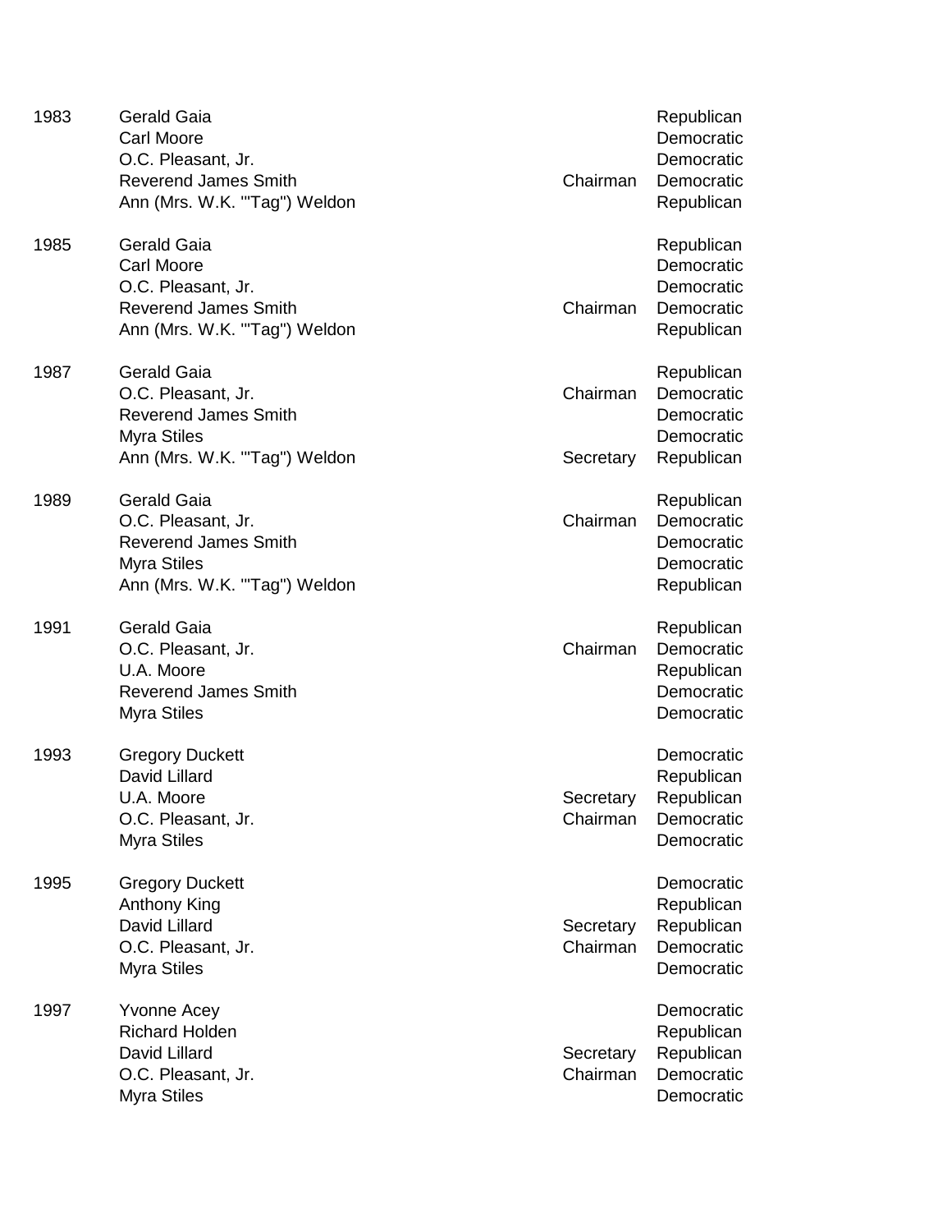| Year | Name | Position | Party |
|---|---|---|---|
| 1983 | Gerald Gaia | | Republican |
| | Carl Moore | | Democratic |
| | O.C. Pleasant, Jr. | | Democratic |
| | Reverend James Smith | Chairman | Democratic |
| | Ann (Mrs. W.K. "'Tag") Weldon | | Republican |
| 1985 | Gerald Gaia | | Republican |
| | Carl Moore | | Democratic |
| | O.C. Pleasant, Jr. | | Democratic |
| | Reverend James Smith | Chairman | Democratic |
| | Ann (Mrs. W.K. "'Tag") Weldon | | Republican |
| 1987 | Gerald Gaia | | Republican |
| | O.C. Pleasant, Jr. | Chairman | Democratic |
| | Reverend James Smith | | Democratic |
| | Myra Stiles | | Democratic |
| | Ann (Mrs. W.K. "'Tag") Weldon | Secretary | Republican |
| 1989 | Gerald Gaia | | Republican |
| | O.C. Pleasant, Jr. | Chairman | Democratic |
| | Reverend James Smith | | Democratic |
| | Myra Stiles | | Democratic |
| | Ann (Mrs. W.K. "'Tag") Weldon | | Republican |
| 1991 | Gerald Gaia | | Republican |
| | O.C. Pleasant, Jr. | Chairman | Democratic |
| | U.A. Moore | | Republican |
| | Reverend James Smith | | Democratic |
| | Myra Stiles | | Democratic |
| 1993 | Gregory Duckett | | Democratic |
| | David Lillard | | Republican |
| | U.A. Moore | Secretary | Republican |
| | O.C. Pleasant, Jr. | Chairman | Democratic |
| | Myra Stiles | | Democratic |
| 1995 | Gregory Duckett | | Democratic |
| | Anthony King | | Republican |
| | David Lillard | Secretary | Republican |
| | O.C. Pleasant, Jr. | Chairman | Democratic |
| | Myra Stiles | | Democratic |
| 1997 | Yvonne Acey | | Democratic |
| | Richard Holden | | Republican |
| | David Lillard | Secretary | Republican |
| | O.C. Pleasant, Jr. | Chairman | Democratic |
| | Myra Stiles | | Democratic |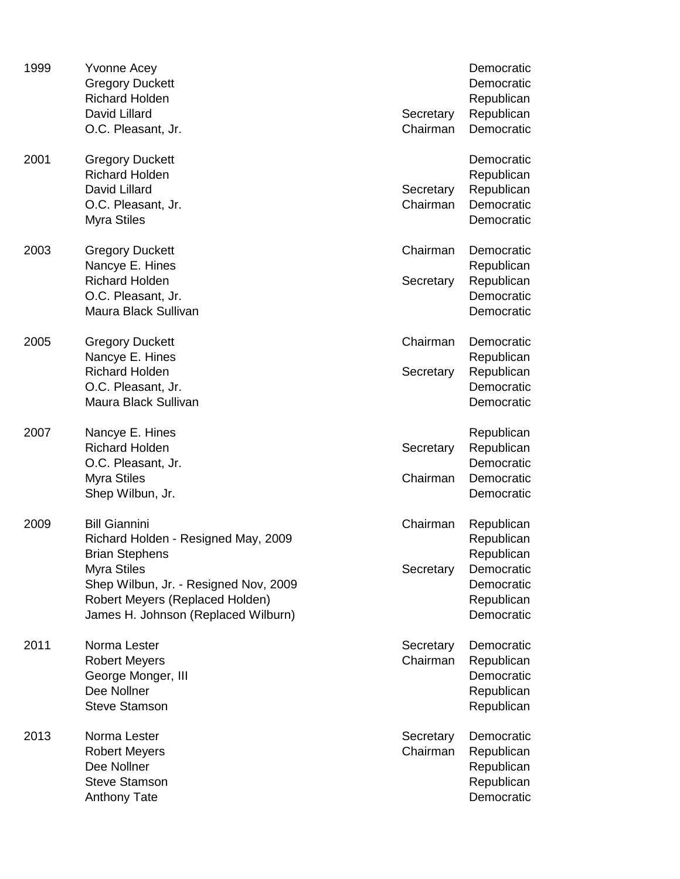| Year | Name | Position | Party |
|---|---|---|---|
| 1999 | Yvonne Acey | | Democratic |
| | Gregory Duckett | | Democratic |
| | Richard Holden | | Republican |
| | David Lillard | Secretary | Republican |
| | O.C. Pleasant, Jr. | Chairman | Democratic |
| 2001 | Gregory Duckett | | Democratic |
| | Richard Holden | | Republican |
| | David Lillard | Secretary | Republican |
| | O.C. Pleasant, Jr. | Chairman | Democratic |
| | Myra Stiles | | Democratic |
| 2003 | Gregory Duckett | Chairman | Democratic |
| | Nancye E. Hines | | Republican |
| | Richard Holden | Secretary | Republican |
| | O.C. Pleasant, Jr. | | Democratic |
| | Maura Black Sullivan | | Democratic |
| 2005 | Gregory Duckett | Chairman | Democratic |
| | Nancye E. Hines | | Republican |
| | Richard Holden | Secretary | Republican |
| | O.C. Pleasant, Jr. | | Democratic |
| | Maura Black Sullivan | | Democratic |
| 2007 | Nancye E. Hines | | Republican |
| | Richard Holden | Secretary | Republican |
| | O.C. Pleasant, Jr. | | Democratic |
| | Myra Stiles | Chairman | Democratic |
| | Shep Wilbun, Jr. | | Democratic |
| 2009 | Bill Giannini | Chairman | Republican |
| | Richard Holden - Resigned May, 2009 | | Republican |
| | Brian Stephens | | Republican |
| | Myra Stiles | Secretary | Democratic |
| | Shep Wilbun, Jr. - Resigned Nov, 2009 | | Democratic |
| | Robert Meyers (Replaced Holden) | | Republican |
| | James H. Johnson (Replaced Wilburn) | | Democratic |
| 2011 | Norma Lester | Secretary | Democratic |
| | Robert Meyers | Chairman | Republican |
| | George Monger, III | | Democratic |
| | Dee Nollner | | Republican |
| | Steve Stamson | | Republican |
| 2013 | Norma Lester | Secretary | Democratic |
| | Robert Meyers | Chairman | Republican |
| | Dee Nollner | | Republican |
| | Steve Stamson | | Republican |
| | Anthony Tate | | Democratic |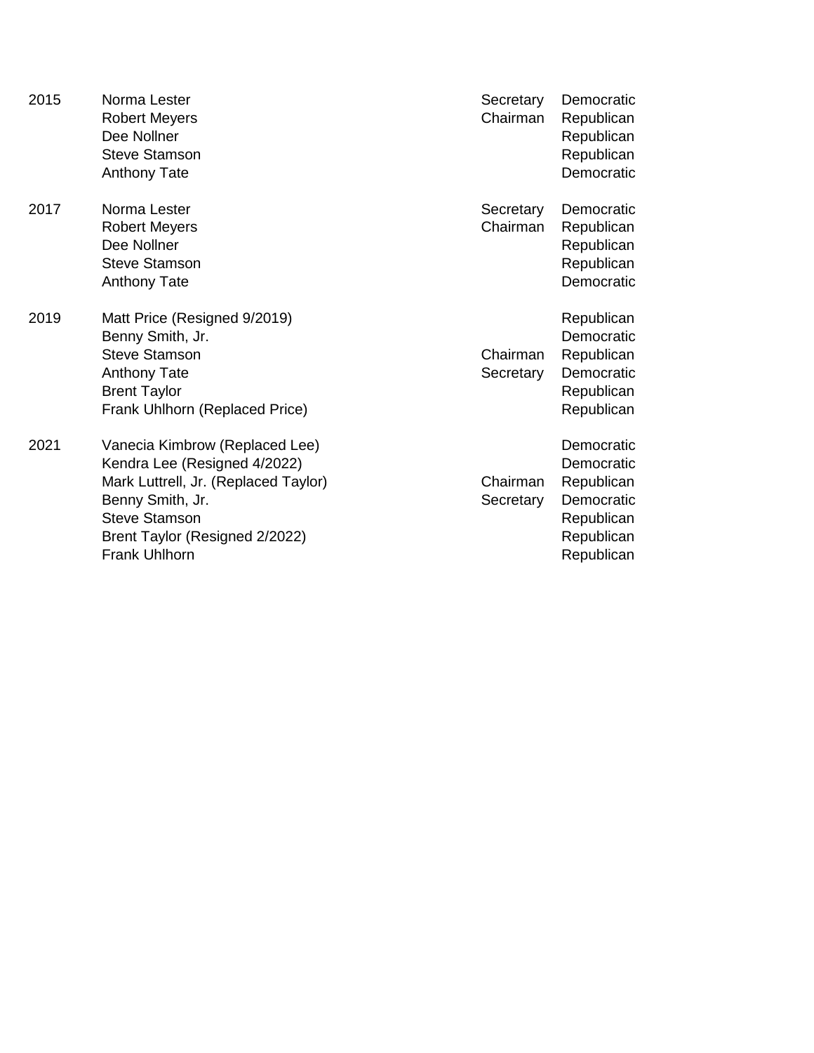| | | | |
|---|---|---|---|
| 2015 | Norma Lester | Secretary | Democratic |
| | Robert Meyers | Chairman | Republican |
| | Dee Nollner | | Republican |
| | Steve Stamson | | Republican |
| | Anthony Tate | | Democratic |
| 2017 | Norma Lester | Secretary | Democratic |
| | Robert Meyers | Chairman | Republican |
| | Dee Nollner | | Republican |
| | Steve Stamson | | Republican |
| | Anthony Tate | | Democratic |
| 2019 | Matt Price (Resigned 9/2019) | | Republican |
| | Benny Smith, Jr. | | Democratic |
| | Steve Stamson | Chairman | Republican |
| | Anthony Tate | Secretary | Democratic |
| | Brent Taylor | | Republican |
| | Frank Uhlhorn (Replaced Price) | | Republican |
| 2021 | Vanecia Kimbrow (Replaced Lee) | | Democratic |
| | Kendra Lee (Resigned 4/2022) | | Democratic |
| | Mark Luttrell, Jr. (Replaced Taylor) | Chairman | Republican |
| | Benny Smith, Jr. | Secretary | Democratic |
| | Steve Stamson | | Republican |
| | Brent Taylor (Resigned 2/2022) | | Republican |
| | Frank Uhlhorn | | Republican |